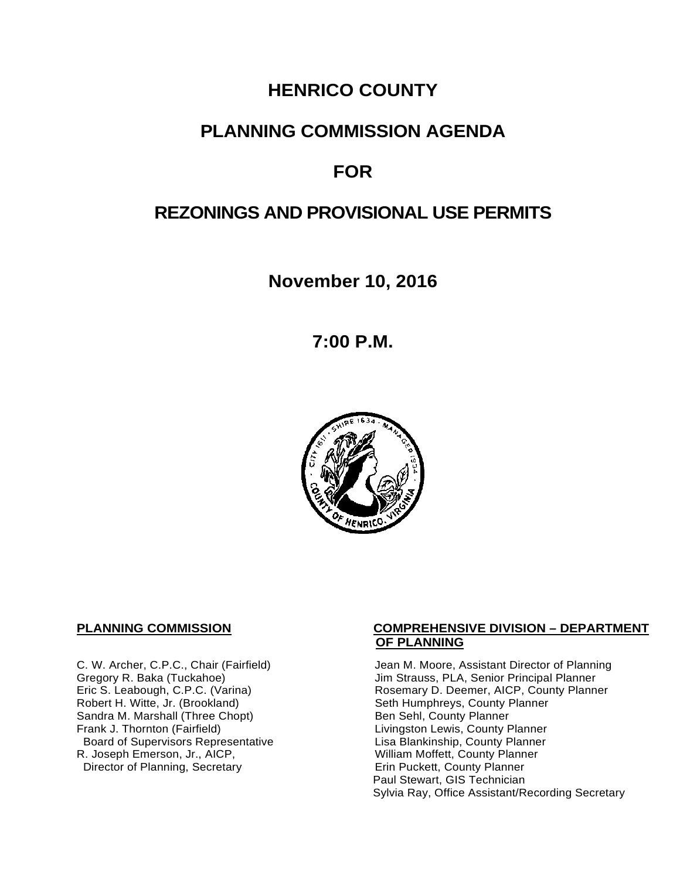# HENRICO COUNTY

# PLANNING COMMISSION AGENDA

# FOR

# REZONINGS AND PROVISIONAL USE PERMITS

## November 10, 2016

## 7:00 P.M.

**PLANNING COMMISSION**

C. W. Archer, C.P.C., Chair (Fairfield)
Gregory R. Baka (Tuckahoe)
Eric S. Leabough, C.P.C. (Varina)
Robert H. Witte, Jr. (Brookland)
Sandra M. Marshall (Three Chopt)
Frank J. Thornton (Fairfield)
Board of Supervisors Representative
R. Joseph Emerson, Jr., AICP,
Director of Planning, Secretary

**COMPREHENSIVE DIVISION – DEPARTMENT OF PLANNING**

Jean M. Moore, Assistant Director of Planning
Jim Strauss, PLA, Senior Principal Planner
Rosemary D. Deemer, AICP, County Planner
Seth Humphreys, County Planner
Ben Sehl, County Planner
Livingston Lewis, County Planner
Lisa Blankinship, County Planner
William Moffett, County Planner
Erin Puckett, County Planner
Paul Stewart, GIS Technician
Sylvia Ray, Office Assistant/Recording Secretary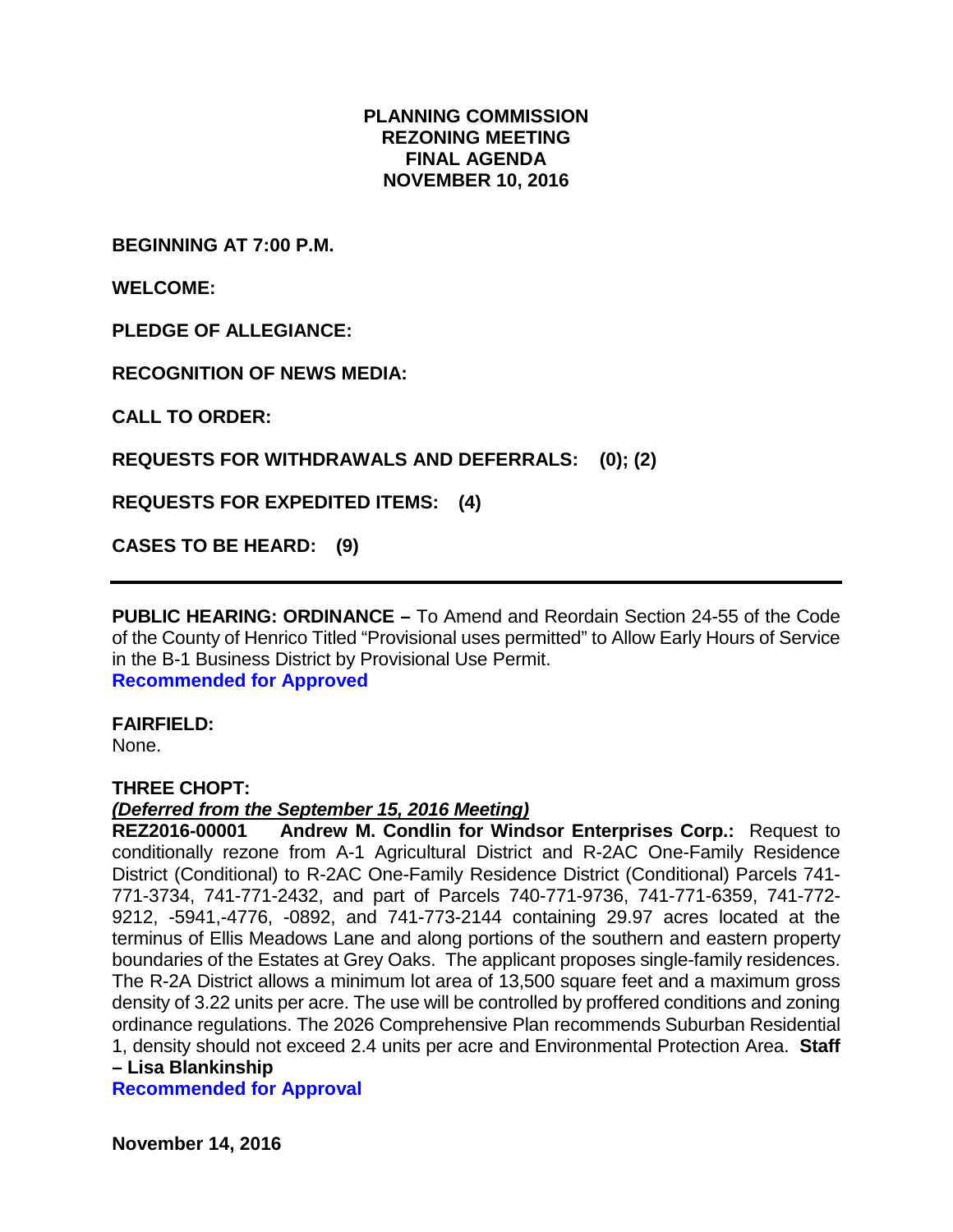**PLANNING COMMISSION**
**REZONING MEETING**
**FINAL AGENDA**
**NOVEMBER 10, 2016**

**BEGINNING AT 7:00 P.M.**

**WELCOME:**

**PLEDGE OF ALLEGIANCE:**

**RECOGNITION OF NEWS MEDIA:**

**CALL TO ORDER:**

**REQUESTS FOR WITHDRAWALS AND DEFERRALS: (0); (2)**

**REQUESTS FOR EXPEDITED ITEMS: (4)**

**CASES TO BE HEARD: (9)**

---

**PUBLIC HEARING: ORDINANCE –** To Amend and Reordain Section 24-55 of the Code of the County of Henrico Titled "Provisional uses permitted" to Allow Early Hours of Service in the B-1 Business District by Provisional Use Permit.
**Recommended for Approved**

**FAIRFIELD:**
None.

**THREE CHOPT:**
***(Deferred from the September 15, 2016 Meeting)***
**REZ2016-00001 Andrew M. Condlin for Windsor Enterprises Corp.:** Request to conditionally rezone from A-1 Agricultural District and R-2AC One-Family Residence District (Conditional) to R-2AC One-Family Residence District (Conditional) Parcels 741-771-3734, 741-771-2432, and part of Parcels 740-771-9736, 741-771-6359, 741-772-9212, -5941,-4776, -0892, and 741-773-2144 containing 29.97 acres located at the terminus of Ellis Meadows Lane and along portions of the southern and eastern property boundaries of the Estates at Grey Oaks. The applicant proposes single-family residences. The R-2A District allows a minimum lot area of 13,500 square feet and a maximum gross density of 3.22 units per acre. The use will be controlled by proffered conditions and zoning ordinance regulations. The 2026 Comprehensive Plan recommends Suburban Residential 1, density should not exceed 2.4 units per acre and Environmental Protection Area. **Staff – Lisa Blankinship**
**Recommended for Approval**

**November 14, 2016**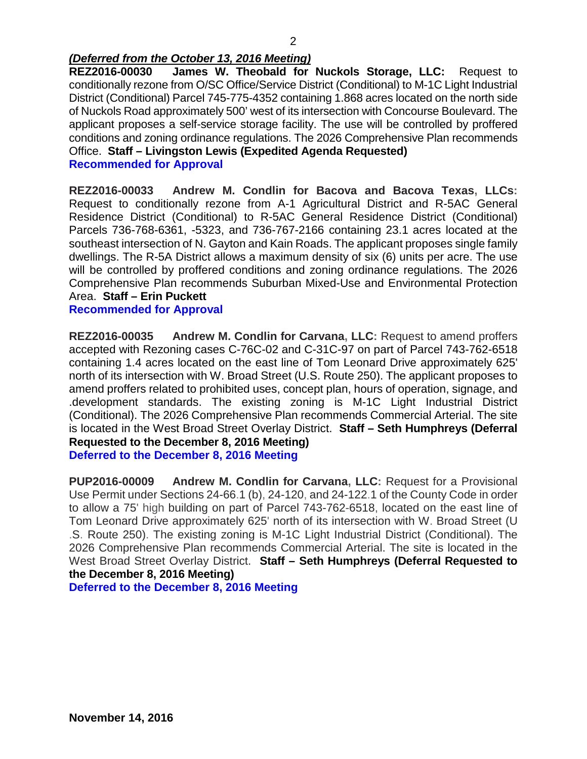***(Deferred from the October 13, 2016 Meeting)***

**REZ2016-00030 James W. Theobald for Nuckols Storage, LLC:** Request to conditionally rezone from O/SC Office/Service District (Conditional) to M-1C Light Industrial District (Conditional) Parcel 745-775-4352 containing 1.868 acres located on the north side of Nuckols Road approximately 500' west of its intersection with Concourse Boulevard. The applicant proposes a self-service storage facility. The use will be controlled by proffered conditions and zoning ordinance regulations. The 2026 Comprehensive Plan recommends Office. **Staff – Livingston Lewis (Expedited Agenda Requested)**

**Recommended for Approval**

**REZ2016-00033 Andrew M. Condlin for Bacova and Bacova Texas, LLCs:** Request to conditionally rezone from A-1 Agricultural District and R-5AC General Residence District (Conditional) to R-5AC General Residence District (Conditional) Parcels 736-768-6361, -5323, and 736-767-2166 containing 23.1 acres located at the southeast intersection of N. Gayton and Kain Roads. The applicant proposes single family dwellings. The R-5A District allows a maximum density of six (6) units per acre. The use will be controlled by proffered conditions and zoning ordinance regulations. The 2026 Comprehensive Plan recommends Suburban Mixed-Use and Environmental Protection Area. **Staff – Erin Puckett**

**Recommended for Approval**

**REZ2016-00035 Andrew M. Condlin for Carvana, LLC:** Request to amend proffers accepted with Rezoning cases C-76C-02 and C-31C-97 on part of Parcel 743-762-6518 containing 1.4 acres located on the east line of Tom Leonard Drive approximately 625' north of its intersection with W. Broad Street (U.S. Route 250). The applicant proposes to amend proffers related to prohibited uses, concept plan, hours of operation, signage, and .development standards. The existing zoning is M-1C Light Industrial District (Conditional). The 2026 Comprehensive Plan recommends Commercial Arterial. The site is located in the West Broad Street Overlay District. **Staff – Seth Humphreys (Deferral Requested to the December 8, 2016 Meeting)**

**Deferred to the December 8, 2016 Meeting**

**PUP2016-00009 Andrew M. Condlin for Carvana, LLC:** Request for a Provisional Use Permit under Sections 24-66.1 (b), 24-120, and 24-122.1 of the County Code in order to allow a 75' high building on part of Parcel 743-762-6518, located on the east line of Tom Leonard Drive approximately 625' north of its intersection with W. Broad Street (U .S. Route 250). The existing zoning is M-1C Light Industrial District (Conditional). The 2026 Comprehensive Plan recommends Commercial Arterial. The site is located in the West Broad Street Overlay District. **Staff – Seth Humphreys (Deferral Requested to the December 8, 2016 Meeting)**

**Deferred to the December 8, 2016 Meeting**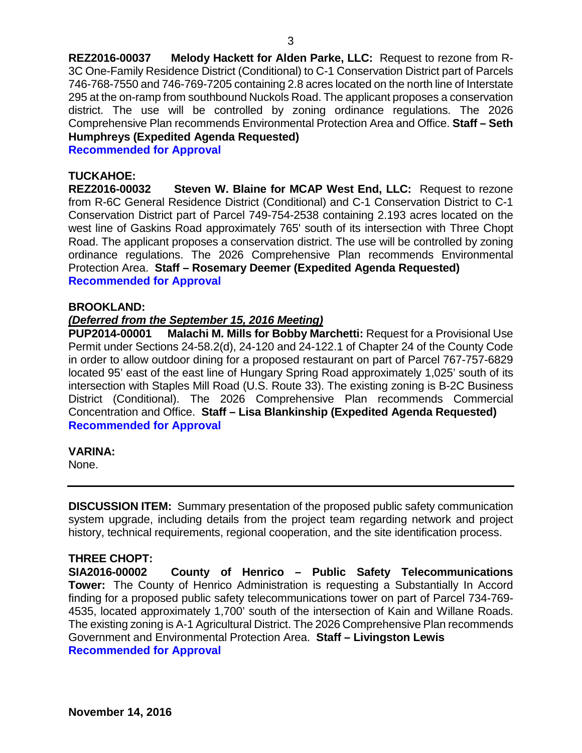**REZ2016-00037 Melody Hackett for Alden Parke, LLC:** Request to rezone from R-3C One-Family Residence District (Conditional) to C-1 Conservation District part of Parcels 746-768-7550 and 746-769-7205 containing 2.8 acres located on the north line of Interstate 295 at the on-ramp from southbound Nuckols Road. The applicant proposes a conservation district. The use will be controlled by zoning ordinance regulations. The 2026 Comprehensive Plan recommends Environmental Protection Area and Office. **Staff – Seth Humphreys (Expedited Agenda Requested)**
**Recommended for Approval**

**TUCKAHOE:**
**REZ2016-00032 Steven W. Blaine for MCAP West End, LLC:** Request to rezone from R-6C General Residence District (Conditional) and C-1 Conservation District to C-1 Conservation District part of Parcel 749-754-2538 containing 2.193 acres located on the west line of Gaskins Road approximately 765' south of its intersection with Three Chopt Road. The applicant proposes a conservation district. The use will be controlled by zoning ordinance regulations. The 2026 Comprehensive Plan recommends Environmental Protection Area. **Staff – Rosemary Deemer (Expedited Agenda Requested)**
**Recommended for Approval**

**BROOKLAND:**
***(Deferred from the September 15, 2016 Meeting)***
**PUP2014-00001 Malachi M. Mills for Bobby Marchetti:** Request for a Provisional Use Permit under Sections 24-58.2(d), 24-120 and 24-122.1 of Chapter 24 of the County Code in order to allow outdoor dining for a proposed restaurant on part of Parcel 767-757-6829 located 95' east of the east line of Hungary Spring Road approximately 1,025' south of its intersection with Staples Mill Road (U.S. Route 33). The existing zoning is B-2C Business District (Conditional). The 2026 Comprehensive Plan recommends Commercial Concentration and Office. **Staff – Lisa Blankinship (Expedited Agenda Requested)**
**Recommended for Approval**

**VARINA:**
None.

---

**DISCUSSION ITEM:** Summary presentation of the proposed public safety communication system upgrade, including details from the project team regarding network and project history, technical requirements, regional cooperation, and the site identification process.

**THREE CHOPT:**
**SIA2016-00002 County of Henrico – Public Safety Telecommunications Tower:** The County of Henrico Administration is requesting a Substantially In Accord finding for a proposed public safety telecommunications tower on part of Parcel 734-769-4535, located approximately 1,700' south of the intersection of Kain and Willane Roads. The existing zoning is A-1 Agricultural District. The 2026 Comprehensive Plan recommends Government and Environmental Protection Area. **Staff – Livingston Lewis**
**Recommended for Approval**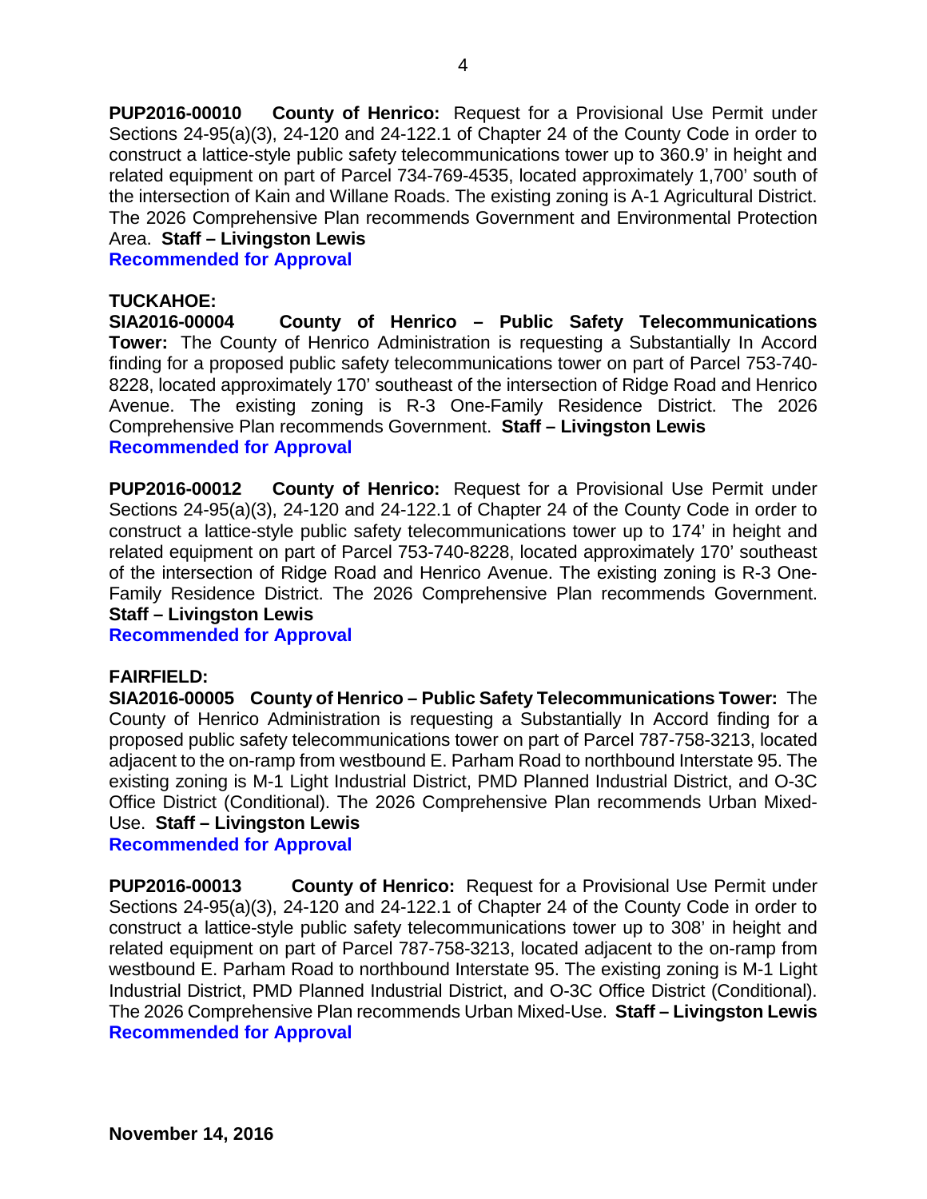**PUP2016-00010 County of Henrico:** Request for a Provisional Use Permit under Sections 24-95(a)(3), 24-120 and 24-122.1 of Chapter 24 of the County Code in order to construct a lattice-style public safety telecommunications tower up to 360.9' in height and related equipment on part of Parcel 734-769-4535, located approximately 1,700' south of the intersection of Kain and Willane Roads. The existing zoning is A-1 Agricultural District. The 2026 Comprehensive Plan recommends Government and Environmental Protection Area. **Staff – Livingston Lewis**
**Recommended for Approval**

**TUCKAHOE:**
**SIA2016-00004 County of Henrico – Public Safety Telecommunications Tower:** The County of Henrico Administration is requesting a Substantially In Accord finding for a proposed public safety telecommunications tower on part of Parcel 753-740-8228, located approximately 170' southeast of the intersection of Ridge Road and Henrico Avenue. The existing zoning is R-3 One-Family Residence District. The 2026 Comprehensive Plan recommends Government. **Staff – Livingston Lewis**
**Recommended for Approval**

**PUP2016-00012 County of Henrico:** Request for a Provisional Use Permit under Sections 24-95(a)(3), 24-120 and 24-122.1 of Chapter 24 of the County Code in order to construct a lattice-style public safety telecommunications tower up to 174' in height and related equipment on part of Parcel 753-740-8228, located approximately 170' southeast of the intersection of Ridge Road and Henrico Avenue. The existing zoning is R-3 One-Family Residence District. The 2026 Comprehensive Plan recommends Government. **Staff – Livingston Lewis**
**Recommended for Approval**

**FAIRFIELD:**
**SIA2016-00005 County of Henrico – Public Safety Telecommunications Tower:** The County of Henrico Administration is requesting a Substantially In Accord finding for a proposed public safety telecommunications tower on part of Parcel 787-758-3213, located adjacent to the on-ramp from westbound E. Parham Road to northbound Interstate 95. The existing zoning is M-1 Light Industrial District, PMD Planned Industrial District, and O-3C Office District (Conditional). The 2026 Comprehensive Plan recommends Urban Mixed-Use. **Staff – Livingston Lewis**
**Recommended for Approval**

**PUP2016-00013 County of Henrico:** Request for a Provisional Use Permit under Sections 24-95(a)(3), 24-120 and 24-122.1 of Chapter 24 of the County Code in order to construct a lattice-style public safety telecommunications tower up to 308' in height and related equipment on part of Parcel 787-758-3213, located adjacent to the on-ramp from westbound E. Parham Road to northbound Interstate 95. The existing zoning is M-1 Light Industrial District, PMD Planned Industrial District, and O-3C Office District (Conditional). The 2026 Comprehensive Plan recommends Urban Mixed-Use. **Staff – Livingston Lewis**
**Recommended for Approval**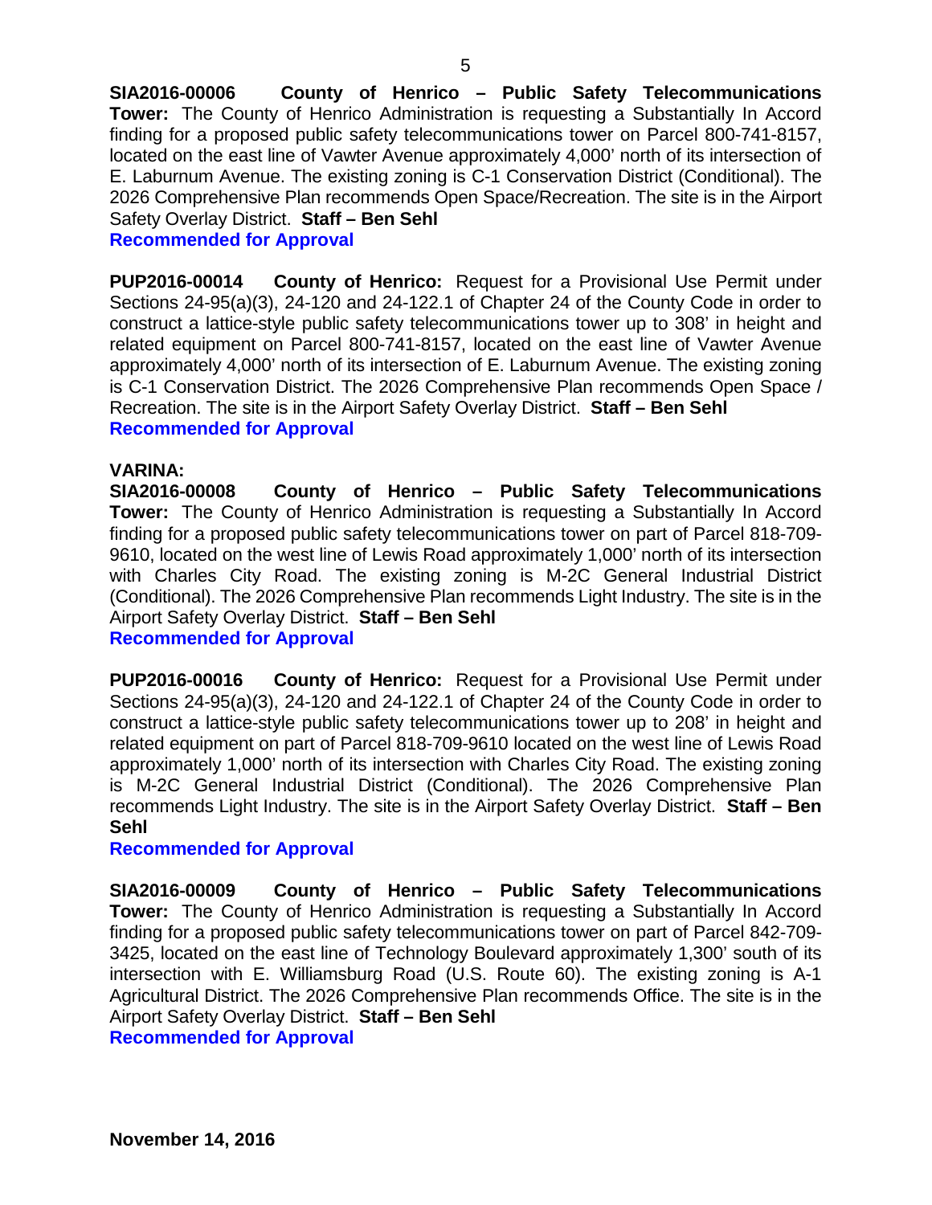**SIA2016-00006 County of Henrico – Public Safety Telecommunications Tower:** The County of Henrico Administration is requesting a Substantially In Accord finding for a proposed public safety telecommunications tower on Parcel 800-741-8157, located on the east line of Vawter Avenue approximately 4,000' north of its intersection of E. Laburnum Avenue. The existing zoning is C-1 Conservation District (Conditional). The 2026 Comprehensive Plan recommends Open Space/Recreation. The site is in the Airport Safety Overlay District. **Staff – Ben Sehl**
**Recommended for Approval**

**PUP2016-00014 County of Henrico:** Request for a Provisional Use Permit under Sections 24-95(a)(3), 24-120 and 24-122.1 of Chapter 24 of the County Code in order to construct a lattice-style public safety telecommunications tower up to 308' in height and related equipment on Parcel 800-741-8157, located on the east line of Vawter Avenue approximately 4,000' north of its intersection of E. Laburnum Avenue. The existing zoning is C-1 Conservation District. The 2026 Comprehensive Plan recommends Open Space / Recreation. The site is in the Airport Safety Overlay District. **Staff – Ben Sehl**
**Recommended for Approval**

**VARINA:**
**SIA2016-00008 County of Henrico – Public Safety Telecommunications Tower:** The County of Henrico Administration is requesting a Substantially In Accord finding for a proposed public safety telecommunications tower on part of Parcel 818-709-9610, located on the west line of Lewis Road approximately 1,000' north of its intersection with Charles City Road. The existing zoning is M-2C General Industrial District (Conditional). The 2026 Comprehensive Plan recommends Light Industry. The site is in the Airport Safety Overlay District. **Staff – Ben Sehl**
**Recommended for Approval**

**PUP2016-00016 County of Henrico:** Request for a Provisional Use Permit under Sections 24-95(a)(3), 24-120 and 24-122.1 of Chapter 24 of the County Code in order to construct a lattice-style public safety telecommunications tower up to 208' in height and related equipment on part of Parcel 818-709-9610 located on the west line of Lewis Road approximately 1,000' north of its intersection with Charles City Road. The existing zoning is M-2C General Industrial District (Conditional). The 2026 Comprehensive Plan recommends Light Industry. The site is in the Airport Safety Overlay District. **Staff – Ben Sehl**
**Recommended for Approval**

**SIA2016-00009 County of Henrico – Public Safety Telecommunications Tower:** The County of Henrico Administration is requesting a Substantially In Accord finding for a proposed public safety telecommunications tower on part of Parcel 842-709-3425, located on the east line of Technology Boulevard approximately 1,300' south of its intersection with E. Williamsburg Road (U.S. Route 60). The existing zoning is A-1 Agricultural District. The 2026 Comprehensive Plan recommends Office. The site is in the Airport Safety Overlay District. **Staff – Ben Sehl**
**Recommended for Approval**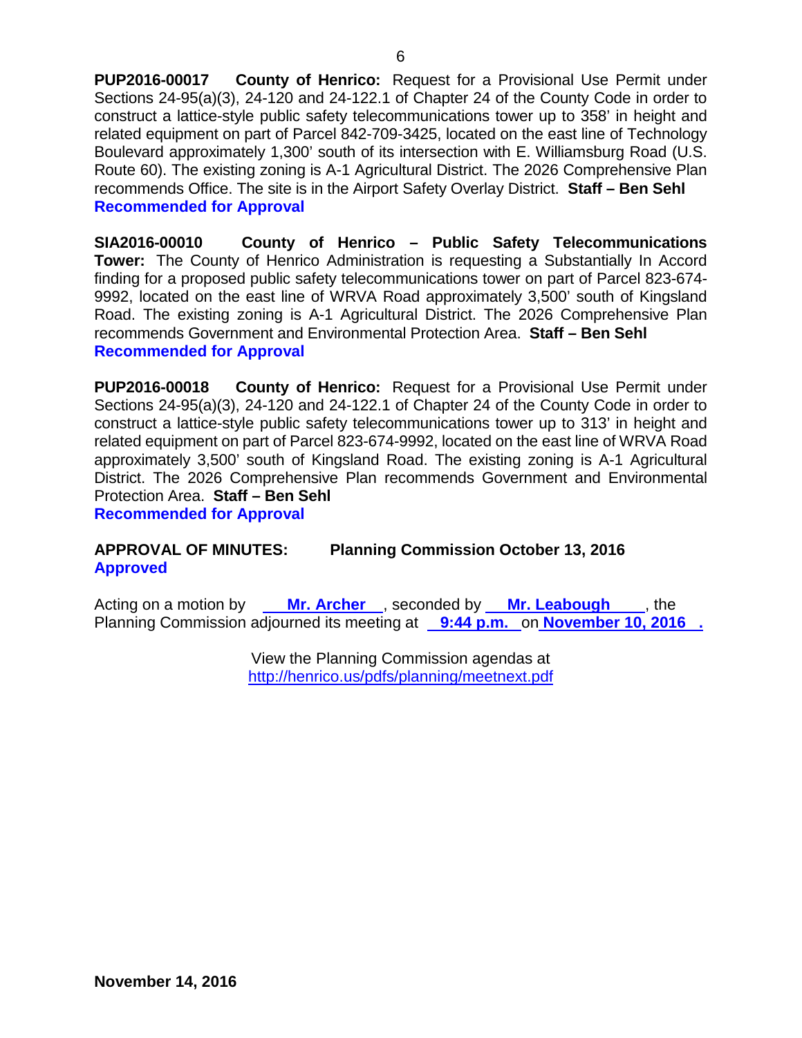**PUP2016-00017 County of Henrico:** Request for a Provisional Use Permit under Sections 24-95(a)(3), 24-120 and 24-122.1 of Chapter 24 of the County Code in order to construct a lattice-style public safety telecommunications tower up to 358' in height and related equipment on part of Parcel 842-709-3425, located on the east line of Technology Boulevard approximately 1,300' south of its intersection with E. Williamsburg Road (U.S. Route 60). The existing zoning is A-1 Agricultural District. The 2026 Comprehensive Plan recommends Office. The site is in the Airport Safety Overlay District. **Staff – Ben Sehl**
**Recommended for Approval**

**SIA2016-00010 County of Henrico – Public Safety Telecommunications Tower:** The County of Henrico Administration is requesting a Substantially In Accord finding for a proposed public safety telecommunications tower on part of Parcel 823-674-9992, located on the east line of WRVA Road approximately 3,500' south of Kingsland Road. The existing zoning is A-1 Agricultural District. The 2026 Comprehensive Plan recommends Government and Environmental Protection Area. **Staff – Ben Sehl**
**Recommended for Approval**

**PUP2016-00018 County of Henrico:** Request for a Provisional Use Permit under Sections 24-95(a)(3), 24-120 and 24-122.1 of Chapter 24 of the County Code in order to construct a lattice-style public safety telecommunications tower up to 313' in height and related equipment on part of Parcel 823-674-9992, located on the east line of WRVA Road approximately 3,500' south of Kingsland Road. The existing zoning is A-1 Agricultural District. The 2026 Comprehensive Plan recommends Government and Environmental Protection Area. **Staff – Ben Sehl**
**Recommended for Approval**

**APPROVAL OF MINUTES: Planning Commission October 13, 2016**
**Approved**

Acting on a motion by **Mr. Archer**, seconded by **Mr. Leabough**, the Planning Commission adjourned its meeting at **9:44 p.m.** on **November 10, 2016**.

View the Planning Commission agendas at
http://henrico.us/pdfs/planning/meetnext.pdf

**November 14, 2016**